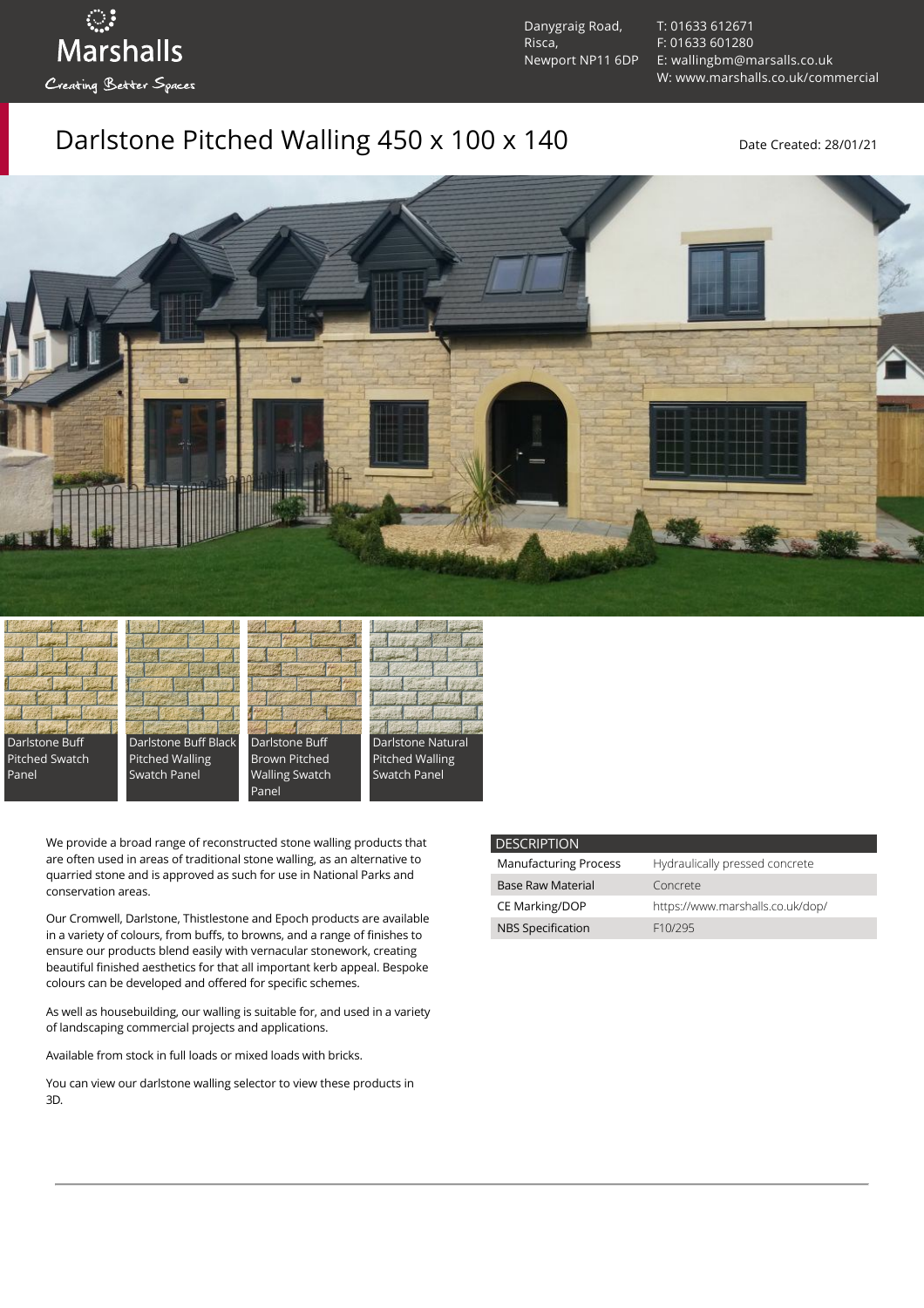Marshalls
Creating Better Spaces

Danygraig Road,
Risca,
Newport NP11 6DP

T: 01633 612671
F: 01633 601280
E: wallingbm@marsalls.co.uk
W: www.marshalls.co.uk/commercial

# Darlstone Pitched Walling 450 x 100 x 140

Date Created: 28/01/21

Darlstone Buff Pitched Swatch Panel

Darlstone Buff Black Pitched Walling Swatch Panel

Darlstone Buff Brown Pitched Walling Swatch Panel

Darlstone Natural Pitched Walling Swatch Panel

We provide a broad range of reconstructed stone walling products that are often used in areas of traditional stone walling, as an alternative to quarried stone and is approved as such for use in National Parks and conservation areas.

Our Cromwell, Darlstone, Thistlestone and Epoch products are available in a variety of colours, from buffs, to browns, and a range of finishes to ensure our products blend easily with vernacular stonework, creating beautiful finished aesthetics for that all important kerb appeal. Bespoke colours can be developed and offered for specific schemes.

As well as housebuilding, our walling is suitable for, and used in a variety of landscaping commercial projects and applications.

Available from stock in full loads or mixed loads with bricks.

You can view our darlstone walling selector to view these products in 3D.

| DESCRIPTION | |
|---|---|
| Manufacturing Process | Hydraulically pressed concrete |
| Base Raw Material | Concrete |
| CE Marking/DOP | https://www.marshalls.co.uk/dop/ |
| NBS Specification | F10/295 |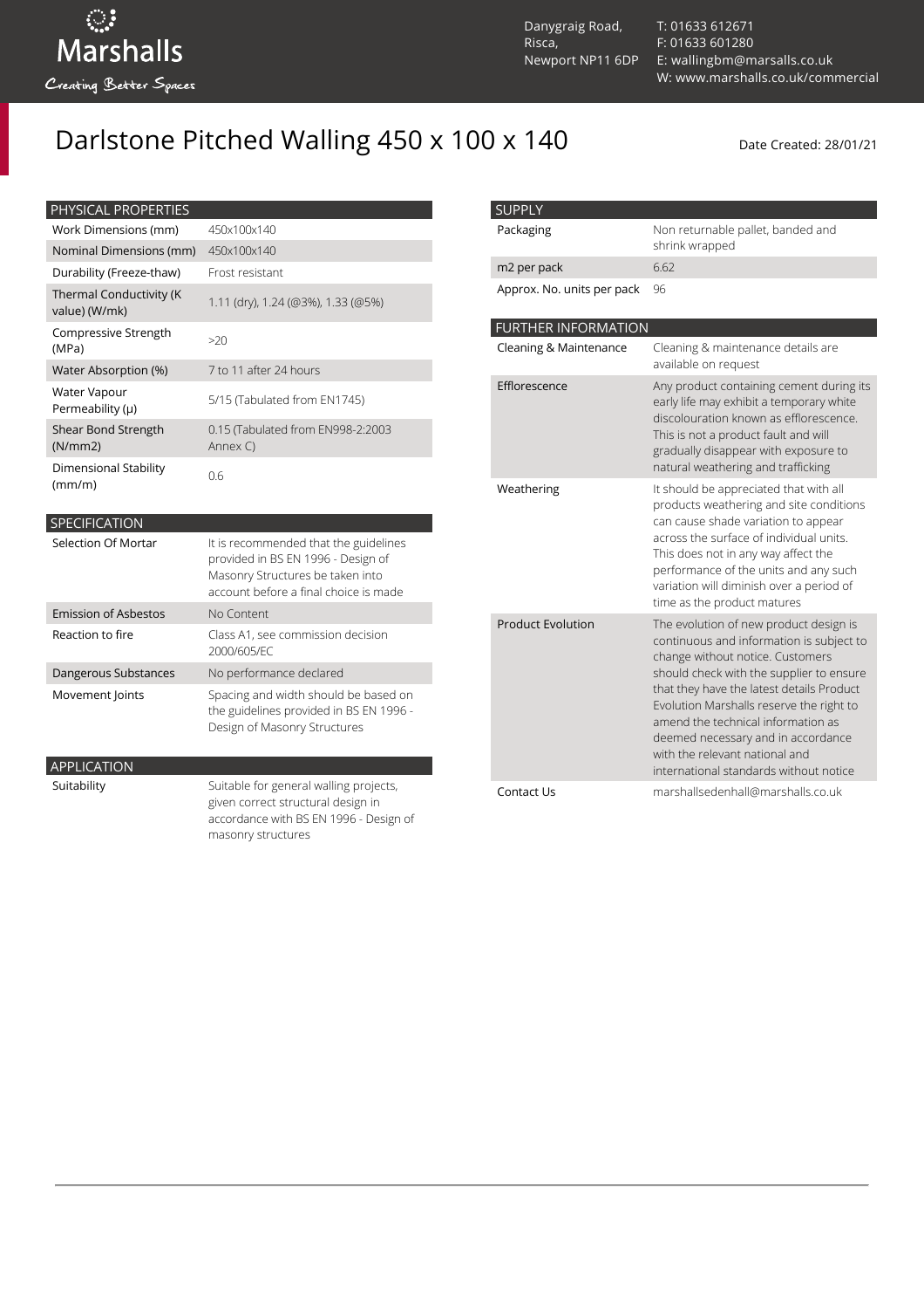Marshalls

Creating Better Spaces

Danygraig Road,
Risca,
Newport NP11 6DP

T: 01633 612671
F: 01633 601280
E: wallingbm@marsalls.co.uk
W: www.marshalls.co.uk/commercial

# Darlstone Pitched Walling 450 x 100 x 140

Date Created: 28/01/21

| PHYSICAL PROPERTIES | |
|---|---|
| Work Dimensions (mm) | 450x100x140 |
| Nominal Dimensions (mm) | 450x100x140 |
| Durability (Freeze-thaw) | Frost resistant |
| Thermal Conductivity (K value) (W/mk) | 1.11 (dry), 1.24 (@3%), 1.33 (@5%) |
| Compressive Strength (MPa) | >20 |
| Water Absorption (%) | 7 to 11 after 24 hours |
| Water Vapour Permeability (μ) | 5/15 (Tabulated from EN1745) |
| Shear Bond Strength (N/mm2) | 0.15 (Tabulated from EN998-2:2003 Annex C) |
| Dimensional Stability (mm/m) | 0.6 |

| SPECIFICATION | |
|---|---|
| Selection Of Mortar | It is recommended that the guidelines provided in BS EN 1996 - Design of Masonry Structures be taken into account before a final choice is made |
| Emission of Asbestos | No Content |
| Reaction to fire | Class A1, see commission decision 2000/605/EC |
| Dangerous Substances | No performance declared |
| Movement Joints | Spacing and width should be based on the guidelines provided in BS EN 1996 - Design of Masonry Structures |

| APPLICATION | |
|---|---|
| Suitability | Suitable for general walling projects, given correct structural design in accordance with BS EN 1996 - Design of masonry structures |

| SUPPLY | |
|---|---|
| Packaging | Non returnable pallet, banded and shrink wrapped |
| m2 per pack | 6.62 |
| Approx. No. units per pack | 96 |

| FURTHER INFORMATION | |
|---|---|
| Cleaning & Maintenance | Cleaning & maintenance details are available on request |
| Efflorescence | Any product containing cement during its early life may exhibit a temporary white discolouration known as efflorescence. This is not a product fault and will gradually disappear with exposure to natural weathering and trafficking |
| Weathering | It should be appreciated that with all products weathering and site conditions can cause shade variation to appear across the surface of individual units. This does not in any way affect the performance of the units and any such variation will diminish over a period of time as the product matures |
| Product Evolution | The evolution of new product design is continuous and information is subject to change without notice. Customers should check with the supplier to ensure that they have the latest details Product Evolution Marshalls reserve the right to amend the technical information as deemed necessary and in accordance with the relevant national and international standards without notice |
| Contact Us | marshallsedenhall@marshalls.co.uk |